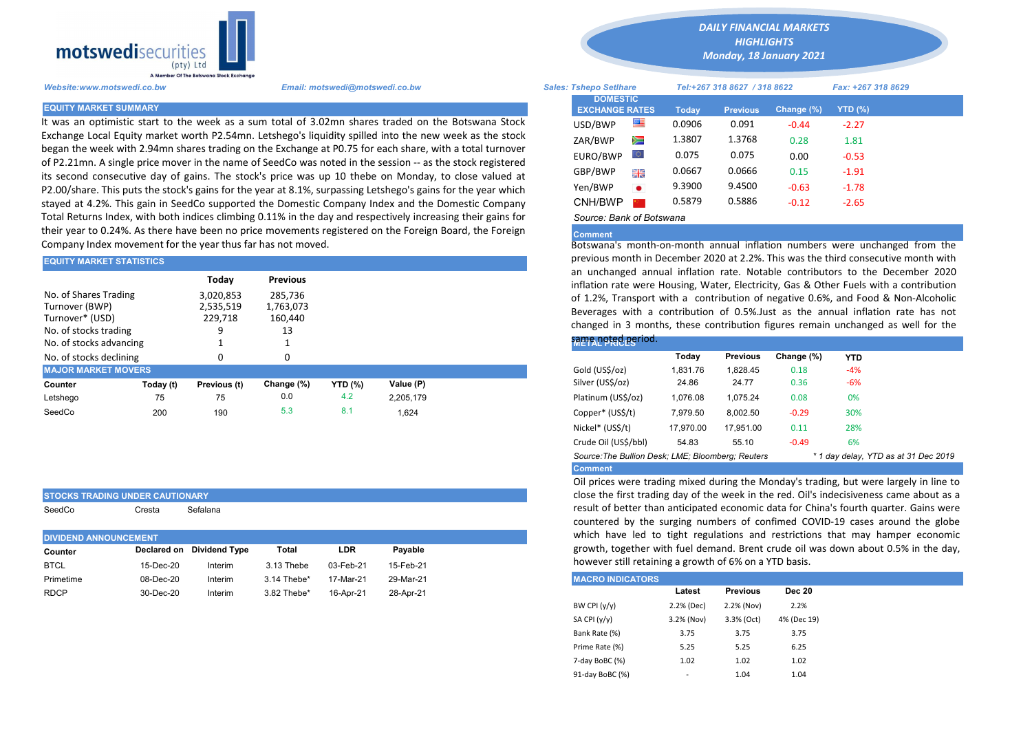motswedisecurities (pty) Ltd

A Member Of The Botswana Stock Exchange

# DAILY FINANCIAL MARKETS HIGHLIGHTS

***Monday, 18 January 2021***

*Website:www.motswedi.co.bw* | *Email: motswedi@motswedi.co.bw* | *Sales: Tshepo Setlhare* | *Tel:+267 318 8627 / 318 8622* | *Fax: +267 318 8629*

## EQUITY MARKET SUMMARY

It was an optimistic start to the week as a sum total of 3.02mn shares traded on the Botswana Stock Exchange Local Equity market worth P2.54mn. Letshego's liquidity spilled into the new week as the stock began the week with 2.94mn shares trading on the Exchange at P0.75 for each share, with a total turnover of P2.21mn. A single price mover in the name of SeedCo was noted in the session -- as the stock registered its second consecutive day of gains. The stock's price was up 10 thebe on Monday, to close valued at P2.00/share. This puts the stock's gains for the year at 8.1%, surpassing Letshego's gains for the year which stayed at 4.2%. This gain in SeedCo supported the Domestic Company Index and the Domestic Company Total Returns Index, with both indices climbing 0.11% in the day and respectively increasing their gains for their year to 0.24%. As there have been no price movements registered on the Foreign Board, the Foreign Company Index movement for the year thus far has not moved.

## EQUITY MARKET STATISTICS

| | Today | Previous |
|---|---|---|
| No. of Shares Trading | 3,020,853 | 285,736 |
| Turnover (BWP) | 2,535,519 | 1,763,073 |
| Turnover* (USD) | 229,718 | 160,440 |
| No. of stocks trading | 9 | 13 |
| No. of stocks advancing | 1 | 1 |
| No. of stocks declining | 0 | 0 |

## MAJOR MARKET MOVERS

| Counter | Today (t) | Previous (t) | Change (%) | YTD (%) | Value (P) |
|---|---|---|---|---|---|
| Letshego | 75 | 75 | 0.0 | 4.2 | 2,205,179 |
| SeedCo | 200 | 190 | 5.3 | 8.1 | 1,624 |

## STOCKS TRADING UNDER CAUTIONARY

SeedCo | Cresta | Sefalana

## DIVIDEND ANNOUNCEMENT

| Counter | Declared on | Dividend Type | Total | LDR | Payable |
|---|---|---|---|---|---|
| BTCL | 15-Dec-20 | Interim | 3.13 Thebe | 03-Feb-21 | 15-Feb-21 |
| Primetime | 08-Dec-20 | Interim | 3.14 Thebe* | 17-Mar-21 | 29-Mar-21 |
| RDCP | 30-Dec-20 | Interim | 3.82 Thebe* | 16-Apr-21 | 28-Apr-21 |

## DOMESTIC EXCHANGE RATES

| | Today | Previous | Change (%) | YTD (%) |
|---|---|---|---|---|
| USD/BWP | 0.0906 | 0.091 | -0.44 | -2.27 |
| ZAR/BWP | 1.3807 | 1.3768 | 0.28 | 1.81 |
| EURO/BWP | 0.075 | 0.075 | 0.00 | -0.53 |
| GBP/BWP | 0.0667 | 0.0666 | 0.15 | -1.91 |
| Yen/BWP | 9.3900 | 9.4500 | -0.63 | -1.78 |
| CNH/BWP | 0.5879 | 0.5886 | -0.12 | -2.65 |

*Source: Bank of Botswana*

### Comment

Botswana's month-on-month annual inflation numbers were unchanged from the previous month in December 2020 at 2.2%. This was the third consecutive month with an unchanged annual inflation rate. Notable contributors to the December 2020 inflation rate were Housing, Water, Electricity, Gas & Other Fuels with a contribution of 1.2%, Transport with a contribution of negative 0.6%, and Food & Non-Alcoholic Beverages with a contribution of 0.5%.Just as the annual inflation rate has not changed in 3 months, these contribution figures remain unchanged as well for the same noted period.

## METAL PRICES

| | Today | Previous | Change (%) | YTD |
|---|---|---|---|---|
| Gold (US$/oz) | 1,831.76 | 1,828.45 | 0.18 | -4% |
| Silver (US$/oz) | 24.86 | 24.77 | 0.36 | -6% |
| Platinum (US$/oz) | 1,076.08 | 1,075.24 | 0.08 | 0% |
| Copper* (US$/t) | 7,979.50 | 8,002.50 | -0.29 | 30% |
| Nickel* (US$/t) | 17,970.00 | 17,951.00 | 0.11 | 28% |
| Crude Oil (US$/bbl) | 54.83 | 55.10 | -0.49 | 6% |

*Source:The Bullion Desk; LME; Bloomberg; Reuters* | *\* 1 day delay, YTD as at 31 Dec 2019*

### Comment

Oil prices were trading mixed during the Monday's trading, but were largely in line to close the first trading day of the week in the red. Oil's indecisiveness came about as a result of better than anticipated economic data for China's fourth quarter. Gains were countered by the surging numbers of confimed COVID-19 cases around the globe which have led to tight regulations and restrictions that may hamper economic growth, together with fuel demand. Brent crude oil was down about 0.5% in the day, however still retaining a growth of 6% on a YTD basis.

## MACRO INDICATORS

| | Latest | Previous | Dec 20 |
|---|---|---|---|
| BW CPI (y/y) | 2.2% (Dec) | 2.2% (Nov) | 2.2% |
| SA CPI (y/y) | 3.2% (Nov) | 3.3% (Oct) | 4% (Dec 19) |
| Bank Rate (%) | 3.75 | 3.75 | 3.75 |
| Prime Rate (%) | 5.25 | 5.25 | 6.25 |
| 7-day BoBC (%) | 1.02 | 1.02 | 1.02 |
| 91-day BoBC (%) | - | 1.04 | 1.04 |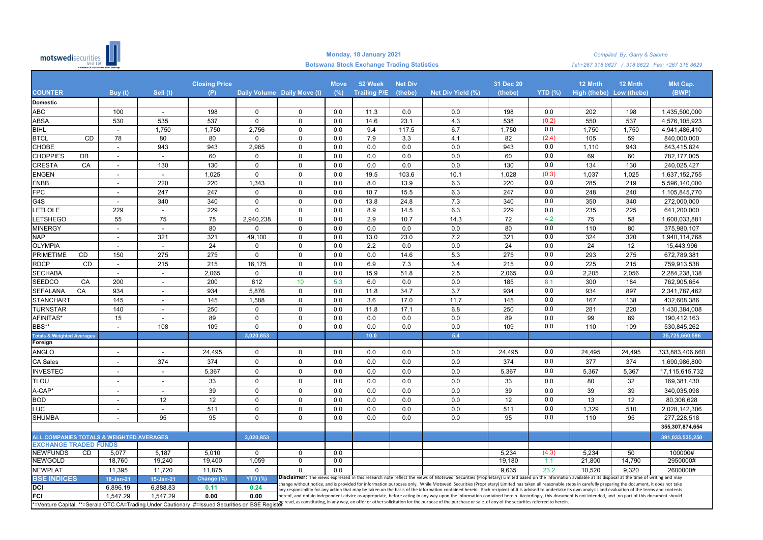motswedisecurities (pty) Ltd

A Member Of The Botswana Stock Exchange

**Monday, 18 January 2021**

**Botswana Stock Exchange Trading Statistics**

*Compiled By: Garry & Salome*

*Tel:+267 318 8627 / 318 8622 Fax: +267 318 8629*

| COUNTER | | Buy (t) | Sell (t) | Closing Price (P) | Daily Volume | Daily Move (t) | Move (%) | 52 Week Trailing P/E | Net Div (thebe) | Net Div Yield (%) | 31 Dec 20 (thebe) | YTD (%) | 12 Mnth High (thebe) | 12 Mnth Low (thebe) | Mkt Cap. (BWP) |
|---|---|---|---|---|---|---|---|---|---|---|---|---|---|---|---|
| **Domestic** | | | | | | | | | | | | | | | |
| ABC | | 100 | - | 198 | 0 | 0 | 0.0 | 11.3 | 0.0 | 0.0 | 198 | 0.0 | 202 | 198 | 1,435,500,000 |
| ABSA | | 530 | 535 | 537 | 0 | 0 | 0.0 | 14.6 | 23.1 | 4.3 | 538 | (0.2) | 550 | 537 | 4,576,105,923 |
| BIHL | | - | 1,750 | 1,750 | 2,756 | 0 | 0.0 | 9.4 | 117.5 | 6.7 | 1,750 | 0.0 | 1,750 | 1,750 | 4,941,486,410 |
| BTCL | CD | 78 | 80 | 80 | 0 | 0 | 0.0 | 7.9 | 3.3 | 4.1 | 82 | (2.4) | 105 | 59 | 840,000,000 |
| CHOBE | | - | 943 | 943 | 2,965 | 0 | 0.0 | 0.0 | 0.0 | 0.0 | 943 | 0.0 | 1,110 | 943 | 843,415,824 |
| CHOPPIES | DB | - | - | 60 | 0 | 0 | 0.0 | 0.0 | 0.0 | 0.0 | 60 | 0.0 | 69 | 60 | 782,177,005 |
| CRESTA | CA | - | 130 | 130 | 0 | 0 | 0.0 | 0.0 | 0.0 | 0.0 | 130 | 0.0 | 134 | 130 | 240,025,427 |
| ENGEN | | - | - | 1,025 | 0 | 0 | 0.0 | 19.5 | 103.6 | 10.1 | 1,028 | (0.3) | 1,037 | 1,025 | 1,637,152,755 |
| FNBB | | - | 220 | 220 | 1,343 | 0 | 0.0 | 8.0 | 13.9 | 6.3 | 220 | 0.0 | 285 | 219 | 5,596,140,000 |
| FPC | | - | 247 | 247 | 0 | 0 | 0.0 | 10.7 | 15.5 | 6.3 | 247 | 0.0 | 248 | 240 | 1,105,845,770 |
| G4S | | - | 340 | 340 | 0 | 0 | 0.0 | 13.8 | 24.8 | 7.3 | 340 | 0.0 | 350 | 340 | 272,000,000 |
| LETLOLE | | 229 | - | 229 | 0 | 0 | 0.0 | 8.9 | 14.5 | 6.3 | 229 | 0.0 | 235 | 225 | 641,200,000 |
| LETSHEGO | | 55 | 75 | 75 | 2,940,238 | 0 | 0.0 | 2.9 | 10.7 | 14.3 | 72 | 4.2 | 75 | 58 | 1,608,033,881 |
| MINERGY | | - | - | 80 | 0 | 0 | 0.0 | 0.0 | 0.0 | 0.0 | 80 | 0.0 | 110 | 80 | 375,980,107 |
| NAP | | - | 321 | 321 | 49,100 | 0 | 0.0 | 13.0 | 23.0 | 7.2 | 321 | 0.0 | 324 | 320 | 1,940,114,768 |
| OLYMPIA | | - | - | 24 | 0 | 0 | 0.0 | 2.2 | 0.0 | 0.0 | 24 | 0.0 | 24 | 12 | 15,443,996 |
| PRIMETIME | CD | 150 | 275 | 275 | 0 | 0 | 0.0 | 0.0 | 14.6 | 5.3 | 275 | 0.0 | 293 | 275 | 672,789,381 |
| RDCP | CD | - | 215 | 215 | 16,175 | 0 | 0.0 | 6.9 | 7.3 | 3.4 | 215 | 0.0 | 225 | 215 | 759,913,538 |
| SECHABA | | - | - | 2,065 | 0 | 0 | 0.0 | 15.9 | 51.8 | 2.5 | 2,065 | 0.0 | 2,205 | 2,056 | 2,284,238,138 |
| SEEDCO | CA | 200 | - | 200 | 812 | 10 | 5.3 | 6.0 | 0.0 | 0.0 | 185 | 8.1 | 300 | 184 | 762,905,654 |
| SEFALANA | CA | 934 | - | 934 | 5,876 | 0 | 0.0 | 11.8 | 34.7 | 3.7 | 934 | 0.0 | 934 | 897 | 2,341,787,462 |
| STANCHART | | 145 | - | 145 | 1,588 | 0 | 0.0 | 3.6 | 17.0 | 11.7 | 145 | 0.0 | 167 | 138 | 432,608,386 |
| TURNSTAR | | 140 | - | 250 | 0 | 0 | 0.0 | 11.8 | 17.1 | 6.8 | 250 | 0.0 | 281 | 220 | 1,430,384,008 |
| AFINITAS* | | 15 | - | 89 | 0 | 0 | 0.0 | 0.0 | 0.0 | 0.0 | 89 | 0.0 | 99 | 89 | 190,412,163 |
| BBS** | | - | 108 | 109 | 0 | 0 | 0.0 | 0.0 | 0.0 | 0.0 | 109 | 0.0 | 110 | 109 | 530,845,262 |
| **Totals & Weighted Averages** | | | | | **3,020,853** | | | **10.0** | | **5.4** | | | | | **35,725,660,596** |
| **Foreign** | | | | | | | | | | | | | | | |
| ANGLO | | - | - | 24,495 | 0 | 0 | 0.0 | 0.0 | 0.0 | 0.0 | 24,495 | 0.0 | 24,495 | 24,495 | 333,883,406,660 |
| CA Sales | | - | 374 | 374 | 0 | 0 | 0.0 | 0.0 | 0.0 | 0.0 | 374 | 0.0 | 377 | 374 | 1,690,986,800 |
| INVESTEC | | - | - | 5,367 | 0 | 0 | 0.0 | 0.0 | 0.0 | 0.0 | 5,367 | 0.0 | 5,367 | 5,367 | 17,115,615,732 |
| TLOU | | - | - | 33 | 0 | 0 | 0.0 | 0.0 | 0.0 | 0.0 | 33 | 0.0 | 80 | 32 | 169,381,430 |
| A-CAP* | | - | - | 39 | 0 | 0 | 0.0 | 0.0 | 0.0 | 0.0 | 39 | 0.0 | 39 | 39 | 340,035,098 |
| BOD | | - | 12 | 12 | 0 | 0 | 0.0 | 0.0 | 0.0 | 0.0 | 12 | 0.0 | 13 | 12 | 80,306,628 |
| LUC | | - | - | 511 | 0 | 0 | 0.0 | 0.0 | 0.0 | 0.0 | 511 | 0.0 | 1,329 | 510 | 2,028,142,306 |
| SHUMBA | | - | 95 | 95 | 0 | 0 | 0.0 | 0.0 | 0.0 | 0.0 | 95 | 0.0 | 110 | 95 | 277,228,518 |
| | | | | | | | | | | | | | | | **355,307,874,654** |
| **ALL COMPANIES TOTALS & WEIGHTED AVERAGES** | | | | | **3,020,853** | | | | | | | | | | **391,033,535,250** |
| **EXCHANGE TRADED FUNDS** | | | | | | | | | | | | | | | |
| NEWFUNDS | CD | 5,077 | 5,187 | 5,010 | 0 | 0 | 0.0 | | | | 5,234 | (4.3) | 5,234 | 50 | 100000# |
| NEWGOLD | | 18,760 | 19,240 | 19,400 | 1,059 | 0 | 0.0 | | | | 19,180 | 1.1 | 21,800 | 14,790 | 2950000# |
| NEWPLAT | | 11,395 | 11,720 | 11,875 | 0 | 0 | 0.0 | | | | 9,635 | 23.2 | 10,520 | 9,320 | 2600000# |

| BSE INDICES | 18-Jan-21 | 15-Jan-21 | Change (%) | YTD (%) |
|---|---|---|---|---|
| DCI | 6,896.19 | 6,888.83 | 0.11 | 0.24 |
| FCI | 1,547.29 | 1,547.29 | 0.00 | 0.00 |

*=Venture Capital **=Serala OTC CA=Trading Under Cautionary #=Issued Securities on BSE Register

**Disclaimer:** The views expressed in this research note reflect the views of Motswedi Securities (Proprietary) Limited based on the information available at its disposal at the time of writing and may change without notice, and is provided for information purposes only. While Motswedi Securities (Proprietary) Limited has taken all reasonable steps in carefully preparing the document, it does not take any responsibility for any action that may be taken on the basis of the information contained herein. Each recipient of it is advised to undertake its own analysis and evaluation of the terms and contents hereof, and obtain independent advice as appropriate, before acting in any way upon the information contained herein. Accordingly, this document is not intended, and no part of this document should be read, as constituting, in any way, an offer or other solicitation for the purpose of the purchase or sale .of any of the securities referred to herein.